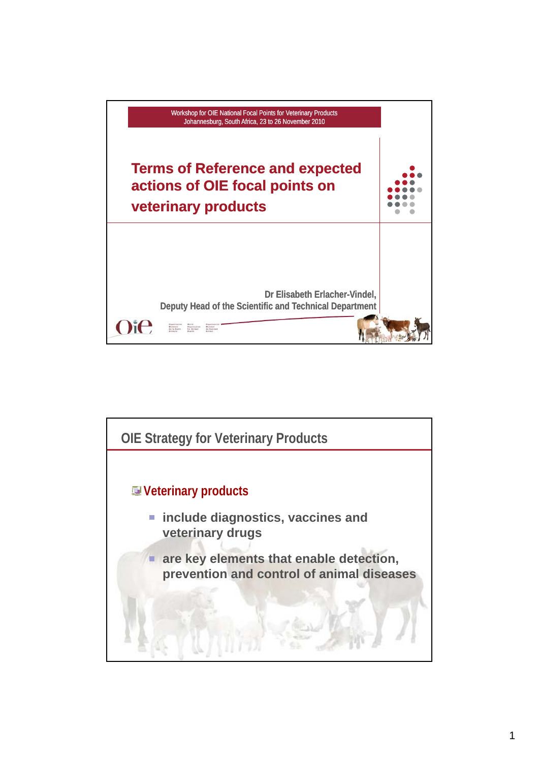Workshop for OIE National Focal Points for Veterinary Products
Johannesburg, South Africa, 23 to 26 November 2010

# Terms of Reference and expected actions of OIE focal points on veterinary products

**Dr Elisabeth Erlacher-Vindel,**
**Deputy Head of the Scientific and Technical Department**

## OIE Strategy for Veterinary Products

### Veterinary products

- include diagnostics, vaccines and veterinary drugs
- are key elements that enable detection, prevention and control of animal diseases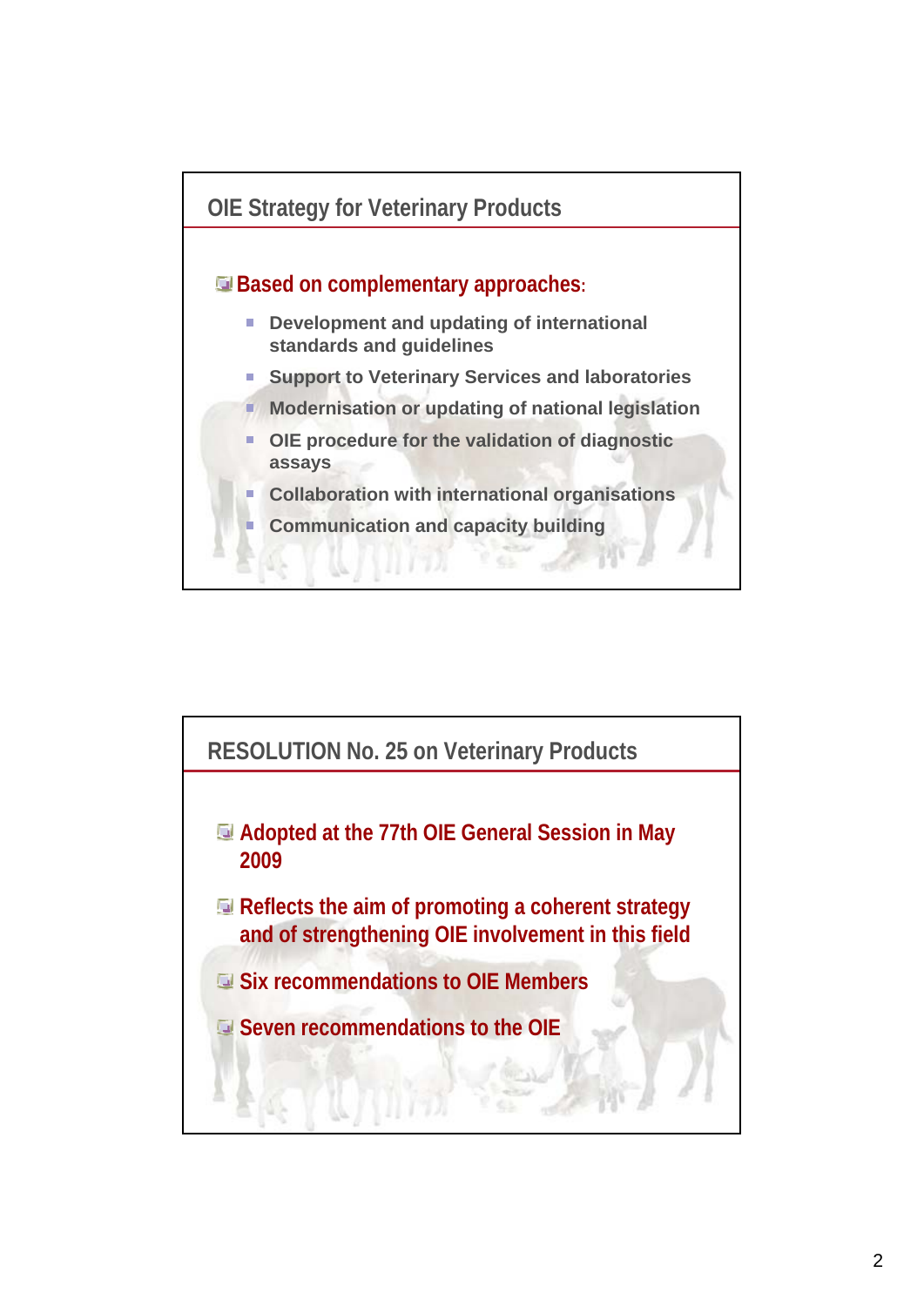## OIE Strategy for Veterinary Products

- **Based on complementary approaches:**
  - Development and updating of international standards and guidelines
  - Support to Veterinary Services and laboratories
  - Modernisation or updating of national legislation
  - OIE procedure for the validation of diagnostic assays
  - Collaboration with international organisations
  - Communication and capacity building

## RESOLUTION No. 25 on Veterinary Products

- **Adopted at the 77th OIE General Session in May 2009**
- **Reflects the aim of promoting a coherent strategy and of strengthening OIE involvement in this field**
- **Six recommendations to OIE Members**
- **Seven recommendations to the OIE**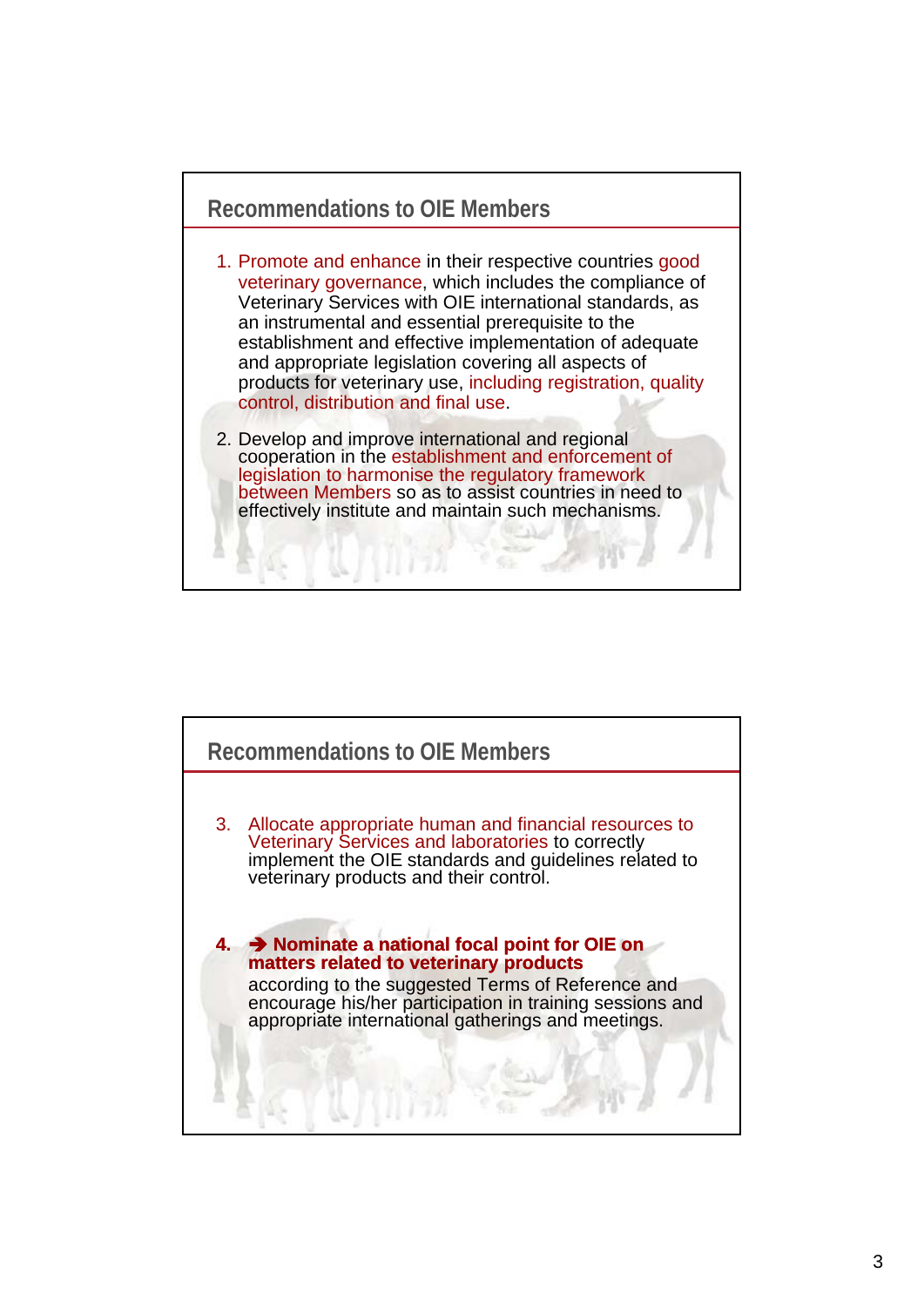## Recommendations to OIE Members

1. Promote and enhance in their respective countries good veterinary governance, which includes the compliance of Veterinary Services with OIE international standards, as an instrumental and essential prerequisite to the establishment and effective implementation of adequate and appropriate legislation covering all aspects of products for veterinary use, including registration, quality control, distribution and final use.

2. Develop and improve international and regional cooperation in the establishment and enforcement of legislation to harmonise the regulatory framework between Members so as to assist countries in need to effectively institute and maintain such mechanisms.

## Recommendations to OIE Members

3. Allocate appropriate human and financial resources to Veterinary Services and laboratories to correctly implement the OIE standards and guidelines related to veterinary products and their control.

4. **➔ Nominate a national focal point for OIE on matters related to veterinary products**
   according to the suggested Terms of Reference and encourage his/her participation in training sessions and appropriate international gatherings and meetings.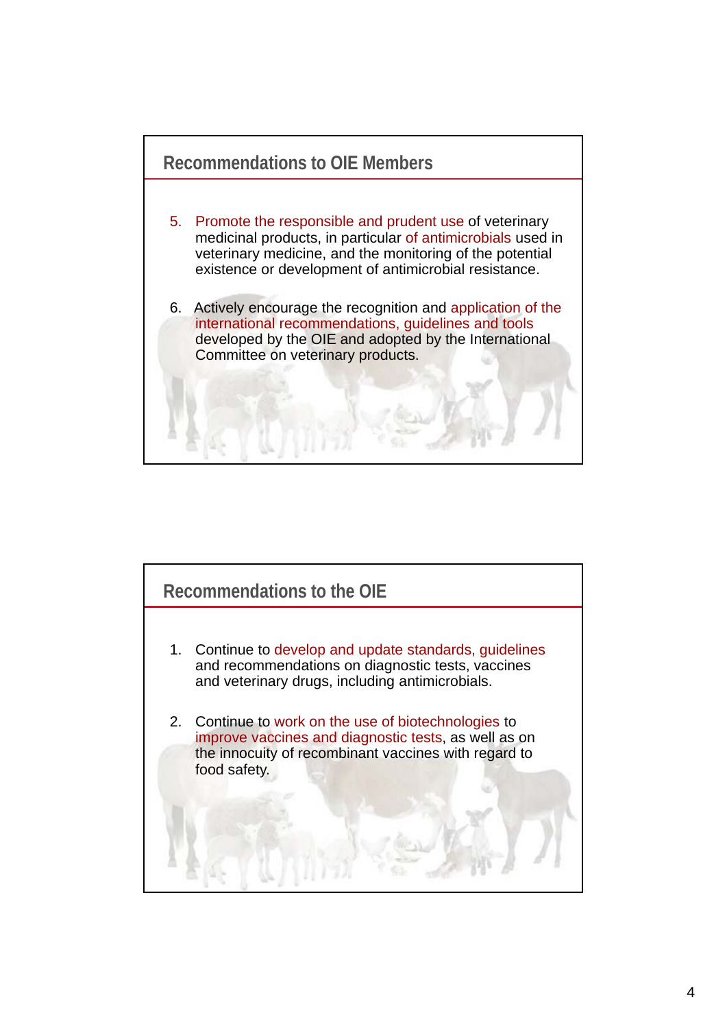## Recommendations to OIE Members

5. Promote the responsible and prudent use of veterinary medicinal products, in particular of antimicrobials used in veterinary medicine, and the monitoring of the potential existence or development of antimicrobial resistance.

6. Actively encourage the recognition and application of the international recommendations, guidelines and tools developed by the OIE and adopted by the International Committee on veterinary products.

## Recommendations to the OIE

1. Continue to develop and update standards, guidelines and recommendations on diagnostic tests, vaccines and veterinary drugs, including antimicrobials.

2. Continue to work on the use of biotechnologies to improve vaccines and diagnostic tests, as well as on the innocuity of recombinant vaccines with regard to food safety.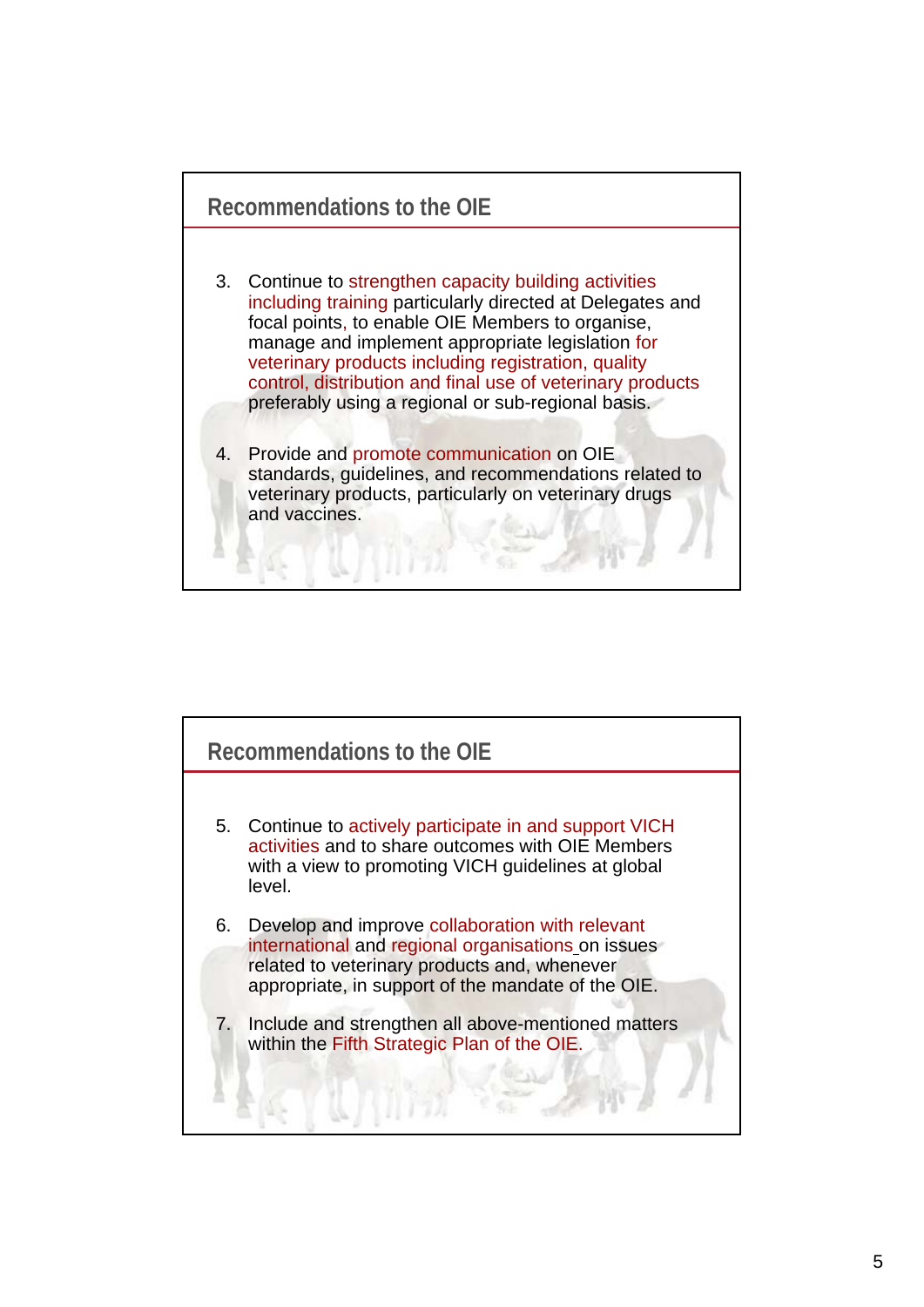## Recommendations to the OIE

3. Continue to strengthen capacity building activities including training particularly directed at Delegates and focal points, to enable OIE Members to organise, manage and implement appropriate legislation for veterinary products including registration, quality control, distribution and final use of veterinary products preferably using a regional or sub-regional basis.

4. Provide and promote communication on OIE standards, guidelines, and recommendations related to veterinary products, particularly on veterinary drugs and vaccines.

## Recommendations to the OIE

5. Continue to actively participate in and support VICH activities and to share outcomes with OIE Members with a view to promoting VICH guidelines at global level.

6. Develop and improve collaboration with relevant international and regional organisations on issues related to veterinary products and, whenever appropriate, in support of the mandate of the OIE.

7. Include and strengthen all above-mentioned matters within the Fifth Strategic Plan of the OIE.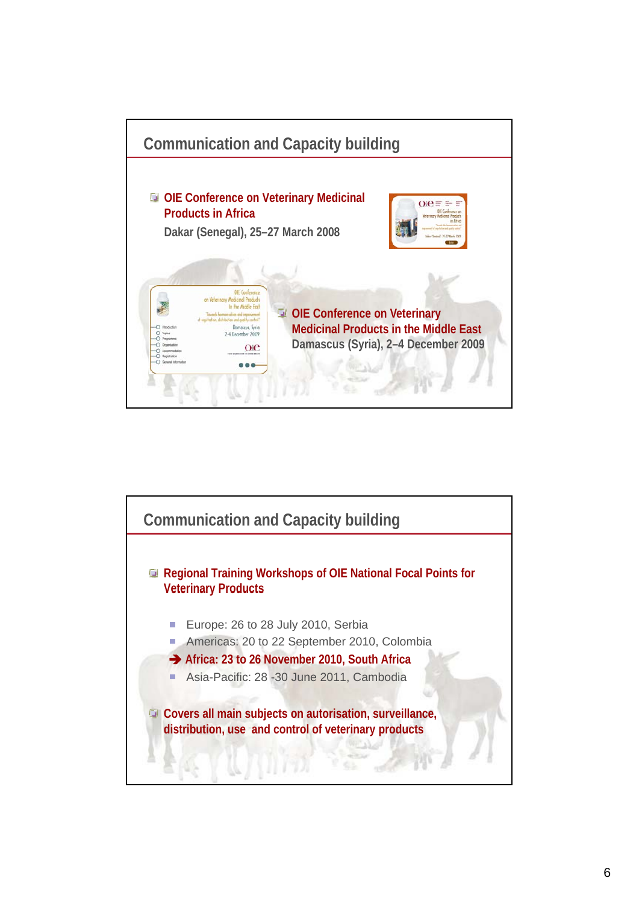## Communication and Capacity building

- **OIE Conference on Veterinary Medicinal Products in Africa**

  Dakar (Senegal), 25–27 March 2008

- **OIE Conference on Veterinary Medicinal Products in the Middle East**

  Damascus (Syria), 2–4 December 2009

## Communication and Capacity building

- **Regional Training Workshops of OIE National Focal Points for Veterinary Products**
  - Europe: 26 to 28 July 2010, Serbia
  - Americas: 20 to 22 September 2010, Colombia
  - ➔ **Africa: 23 to 26 November 2010, South Africa**
  - Asia-Pacific: 28 -30 June 2011, Cambodia
- **Covers all main subjects on autorisation, surveillance, distribution, use and control of veterinary products**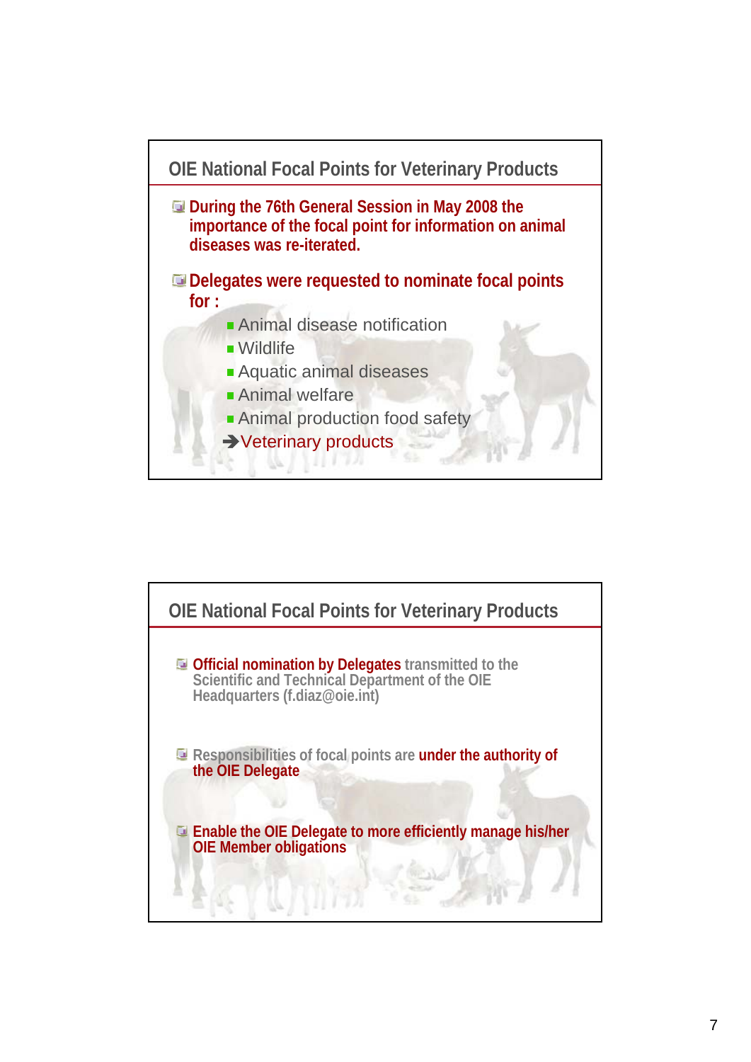## OIE National Focal Points for Veterinary Products

- **During the 76th General Session in May 2008 the importance of the focal point for information on animal diseases was re-iterated.**
- **Delegates were requested to nominate focal points for :**
  - Animal disease notification
  - Wildlife
  - Aquatic animal diseases
  - Animal welfare
  - Animal production food safety
  - ➔ Veterinary products

## OIE National Focal Points for Veterinary Products

- **Official nomination by Delegates** transmitted to the Scientific and Technical Department of the OIE Headquarters (f.diaz@oie.int)
- Responsibilities of focal points are **under the authority of the OIE Delegate**
- **Enable the OIE Delegate to more efficiently manage his/her OIE Member obligations**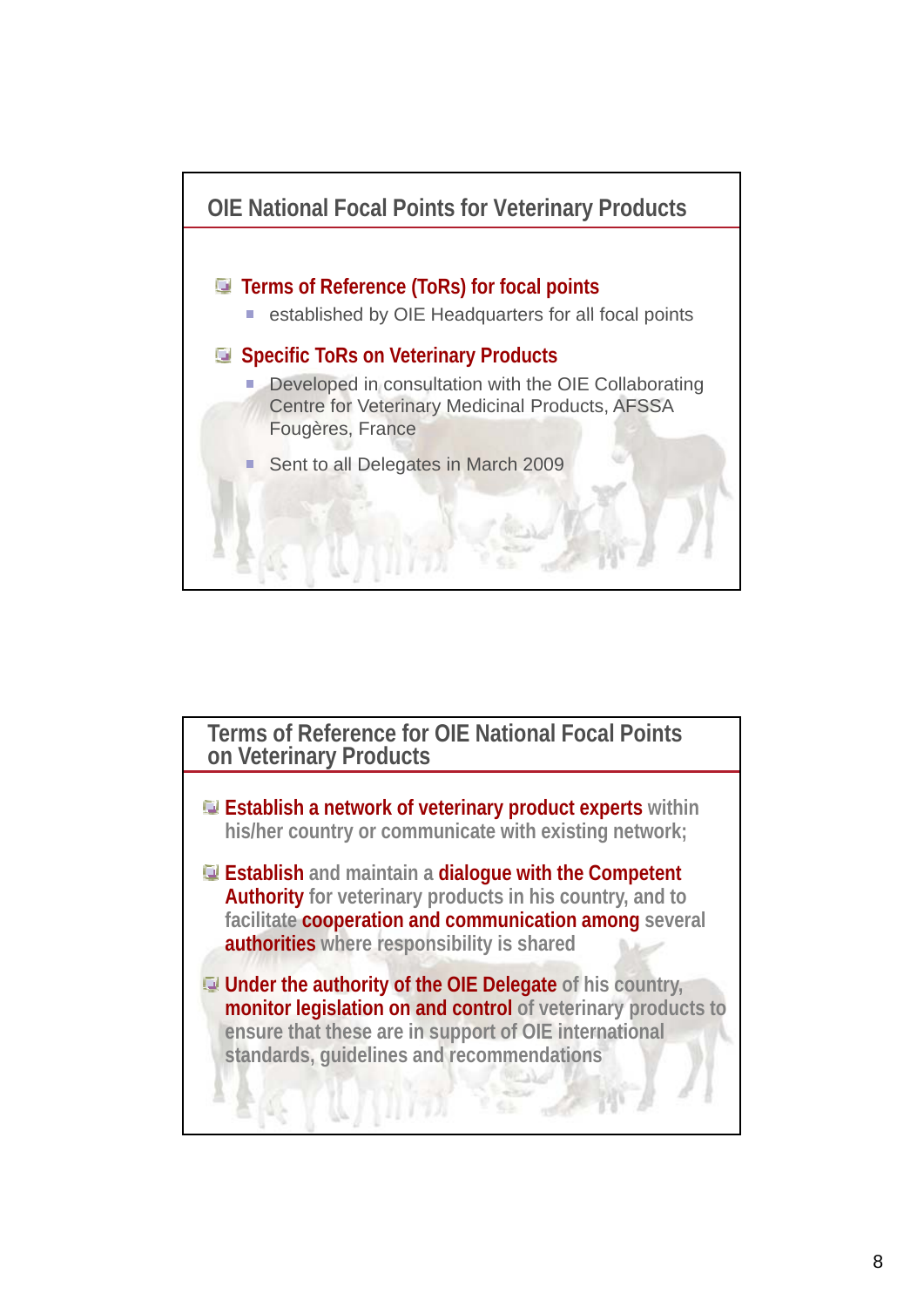## OIE National Focal Points for Veterinary Products

- **Terms of Reference (ToRs) for focal points**
  - established by OIE Headquarters for all focal points
- **Specific ToRs on Veterinary Products**
  - Developed in consultation with the OIE Collaborating Centre for Veterinary Medicinal Products, AFSSA Fougères, France
  - Sent to all Delegates in March 2009

## Terms of Reference for OIE National Focal Points on Veterinary Products

- **Establish a network of veterinary product experts** within his/her country or communicate with existing network;
- **Establish** and maintain a **dialogue with the Competent Authority** for veterinary products in his country, and to facilitate **cooperation and communication among** several **authorities** where responsibility is shared
- **Under the authority of the OIE Delegate** of his country, **monitor legislation on and control** of veterinary products to ensure that these are in support of OIE international standards, guidelines and recommendations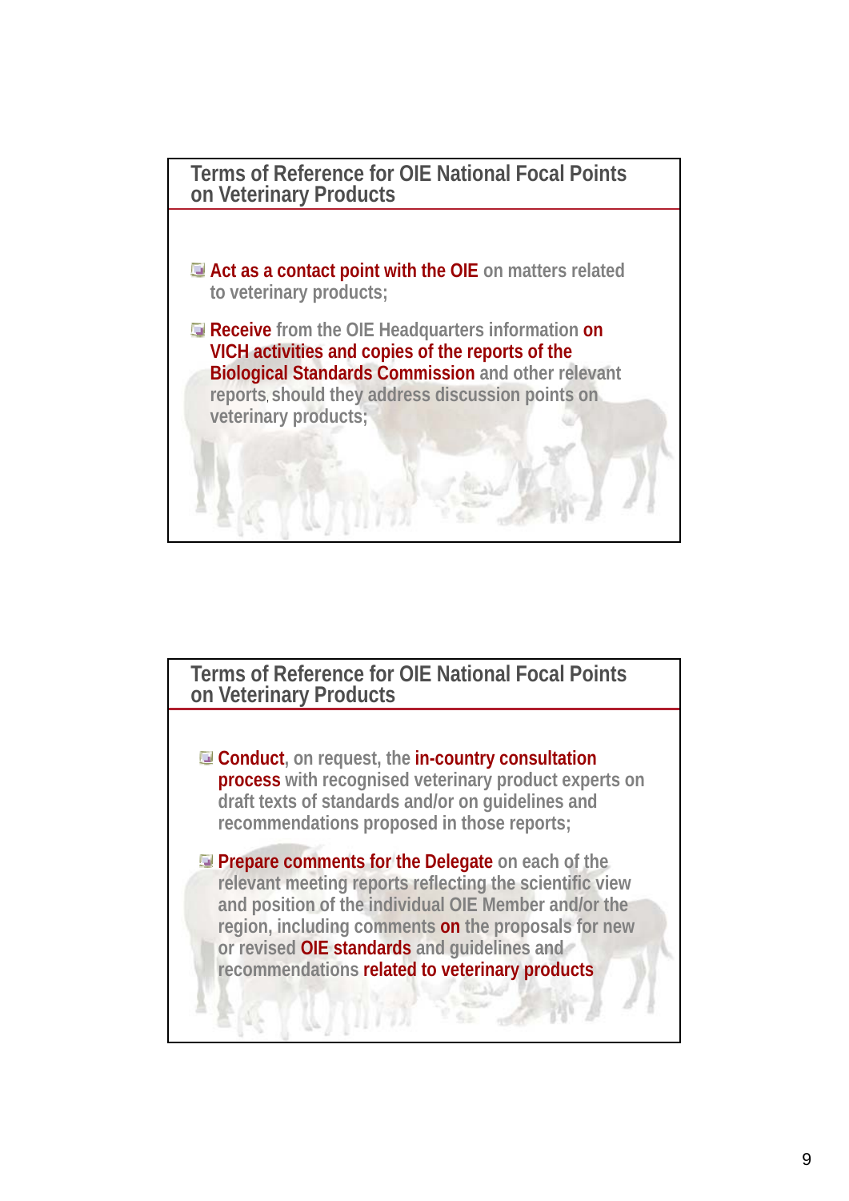## Terms of Reference for OIE National Focal Points on Veterinary Products

- **Act as a contact point with the OIE** on matters related to veterinary products;
- **Receive** from the OIE Headquarters information **on VICH activities and copies of the reports of the Biological Standards Commission** and other relevant reports, should they address discussion points on veterinary products;

## Terms of Reference for OIE National Focal Points on Veterinary Products

- **Conduct**, on request, the **in-country consultation process** with recognised veterinary product experts on draft texts of standards and/or on guidelines and recommendations proposed in those reports;
- **Prepare comments for the Delegate** on each of the relevant meeting reports reflecting the scientific view and position of the individual OIE Member and/or the region, including comments **on** the proposals for new or revised **OIE standards** and guidelines and recommendations **related to veterinary products**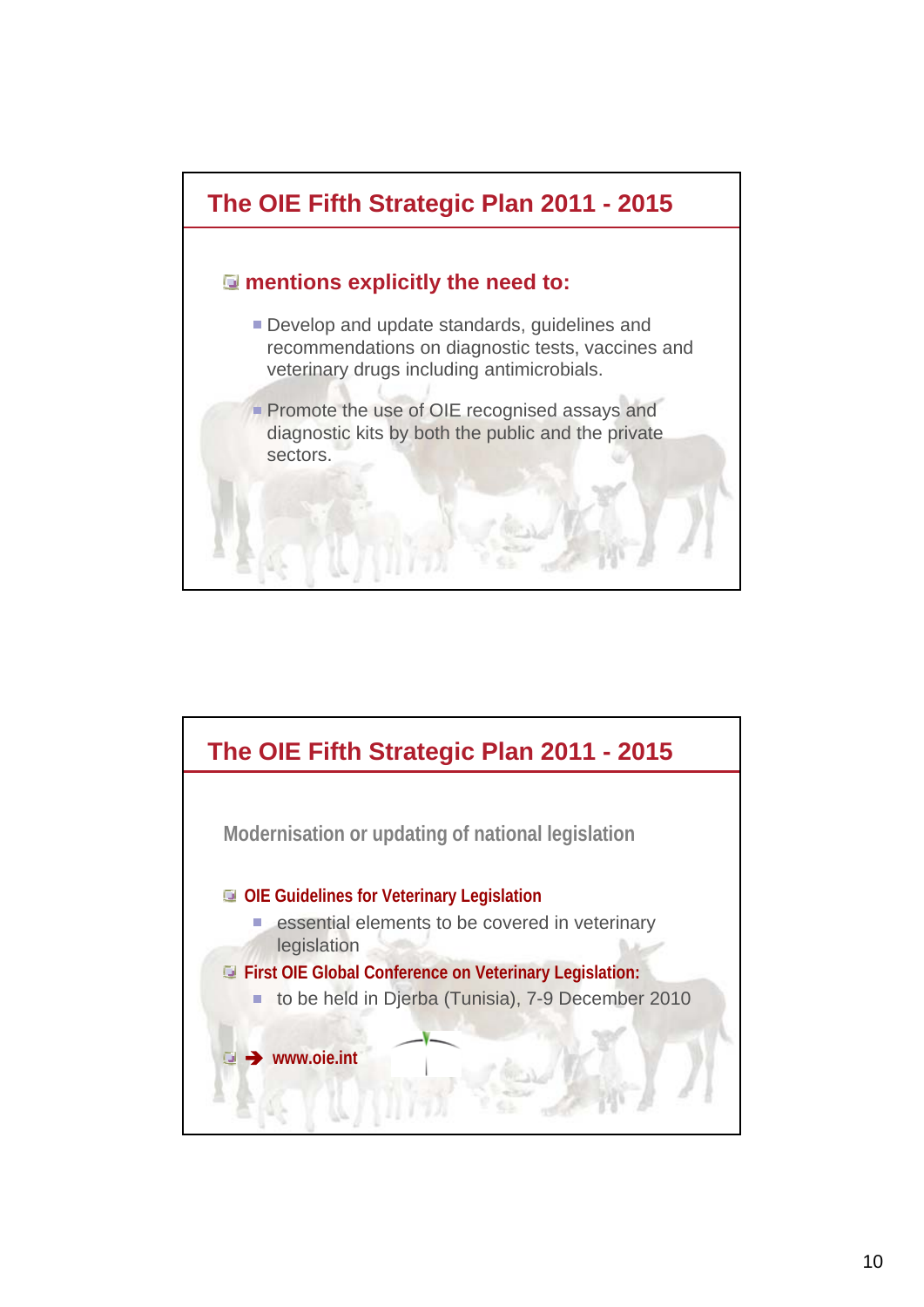## The OIE Fifth Strategic Plan 2011 - 2015

**mentions explicitly the need to:**

- Develop and update standards, guidelines and recommendations on diagnostic tests, vaccines and veterinary drugs including antimicrobials.
- Promote the use of OIE recognised assays and diagnostic kits by both the public and the private sectors.

## The OIE Fifth Strategic Plan 2011 - 2015

**Modernisation or updating of national legislation**

- **OIE Guidelines for Veterinary Legislation**
  - essential elements to be covered in veterinary legislation
- **First OIE Global Conference on Veterinary Legislation:**
  - to be held in Djerba (Tunisia), 7-9 December 2010
- ➔ **www.oie.int**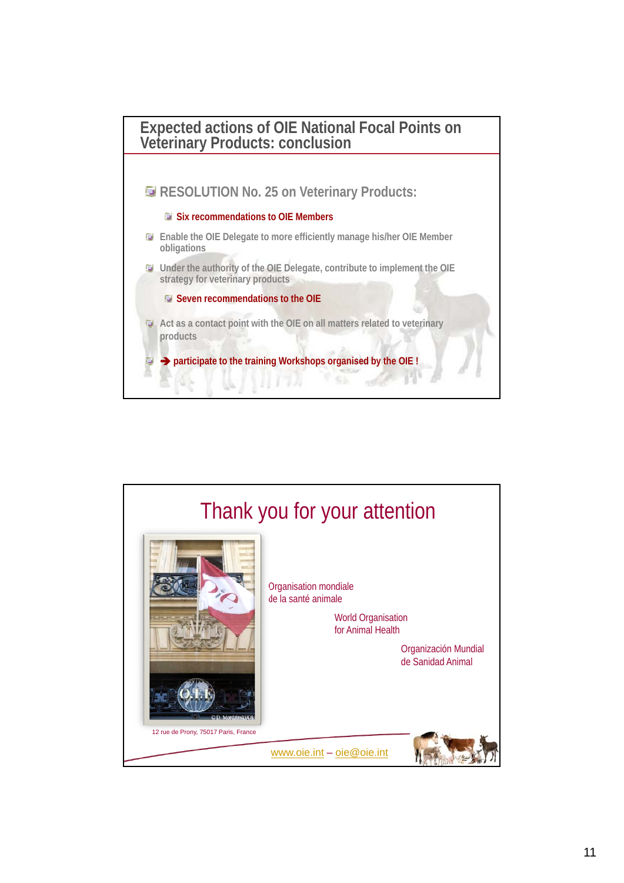## Expected actions of OIE National Focal Points on Veterinary Products: conclusion

- RESOLUTION No. 25 on Veterinary Products:
  - **Six recommendations to OIE Members**
- Enable the OIE Delegate to more efficiently manage his/her OIE Member obligations
- Under the authority of the OIE Delegate, contribute to implement the OIE strategy for veterinary products
  - **Seven recommendations to the OIE**
- Act as a contact point with the OIE on all matters related to veterinary products
- **➔ participate to the training Workshops organised by the OIE !**

## Thank you for your attention

Organisation mondiale
de la santé animale

World Organisation
for Animal Health

Organización Mundial
de Sanidad Animal

©D. Mordzinski/OIE

12 rue de Prony, 75017 Paris, France

www.oie.int – oie@oie.int